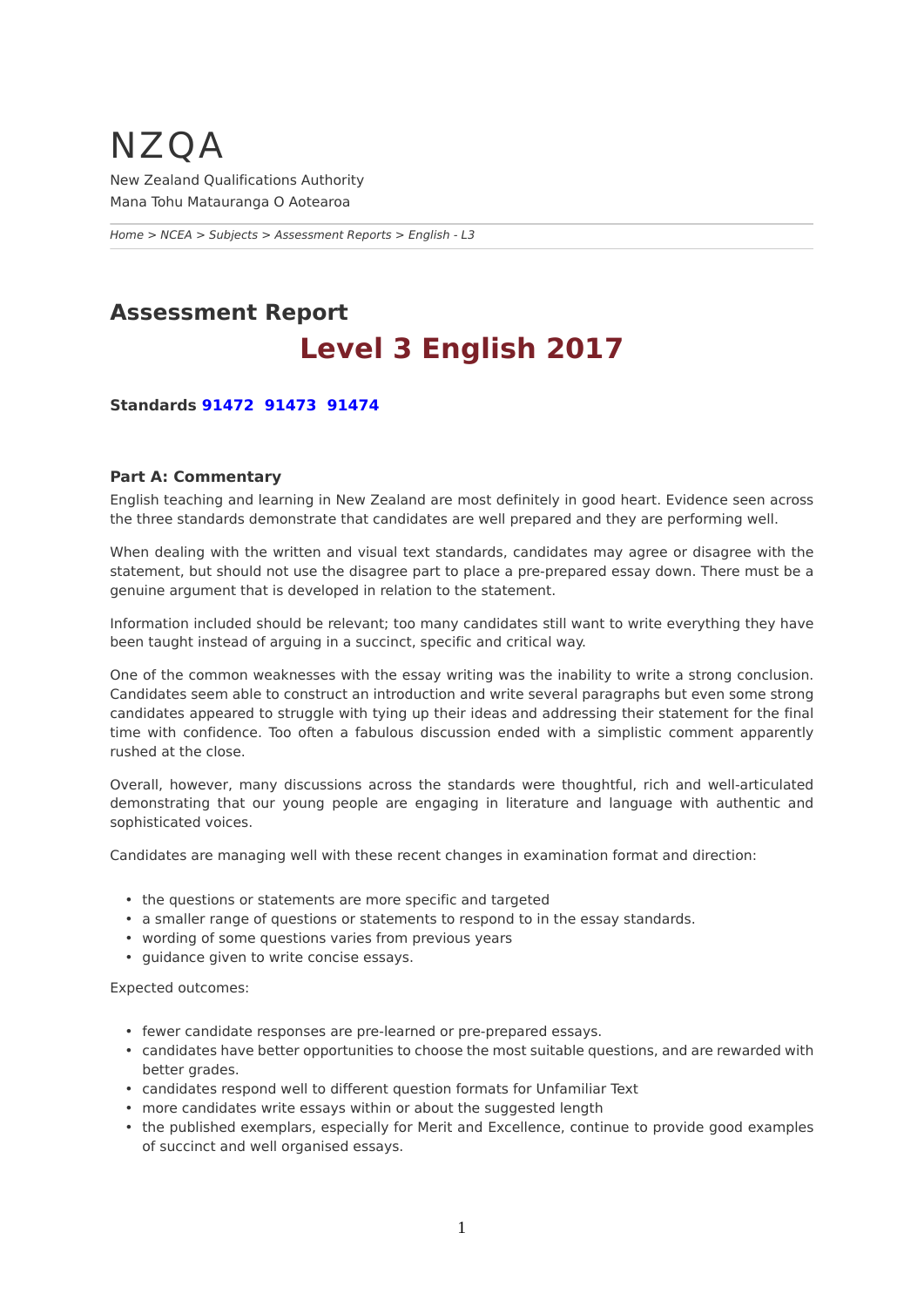# NZQA

New Zealand Qualifications Authority
Mana Tohu Matauranga O Aotearoa

*Home > NCEA > Subjects > Assessment Reports > English - L3*

## Assessment Report

# Level 3 English 2017

**Standards 91472 91473 91474**

### Part A: Commentary

English teaching and learning in New Zealand are most definitely in good heart. Evidence seen across the three standards demonstrate that candidates are well prepared and they are performing well.

When dealing with the written and visual text standards, candidates may agree or disagree with the statement, but should not use the disagree part to place a pre-prepared essay down. There must be a genuine argument that is developed in relation to the statement.

Information included should be relevant; too many candidates still want to write everything they have been taught instead of arguing in a succinct, specific and critical way.

One of the common weaknesses with the essay writing was the inability to write a strong conclusion. Candidates seem able to construct an introduction and write several paragraphs but even some strong candidates appeared to struggle with tying up their ideas and addressing their statement for the final time with confidence. Too often a fabulous discussion ended with a simplistic comment apparently rushed at the close.

Overall, however, many discussions across the standards were thoughtful, rich and well-articulated demonstrating that our young people are engaging in literature and language with authentic and sophisticated voices.

Candidates are managing well with these recent changes in examination format and direction:

- the questions or statements are more specific and targeted
- a smaller range of questions or statements to respond to in the essay standards.
- wording of some questions varies from previous years
- guidance given to write concise essays.

Expected outcomes:

- fewer candidate responses are pre-learned or pre-prepared essays.
- candidates have better opportunities to choose the most suitable questions, and are rewarded with better grades.
- candidates respond well to different question formats for Unfamiliar Text
- more candidates write essays within or about the suggested length
- the published exemplars, especially for Merit and Excellence, continue to provide good examples of succinct and well organised essays.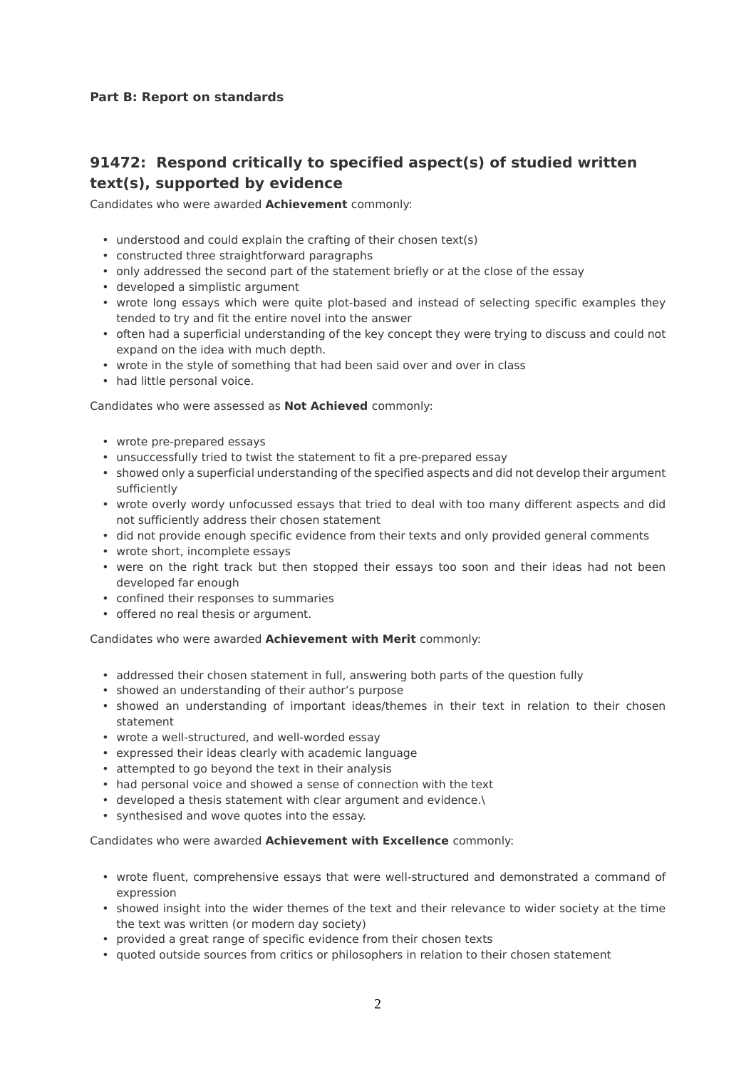**Part B: Report on standards**

## 91472: Respond critically to specified aspect(s) of studied written text(s), supported by evidence

Candidates who were awarded **Achievement** commonly:

- understood and could explain the crafting of their chosen text(s)
- constructed three straightforward paragraphs
- only addressed the second part of the statement briefly or at the close of the essay
- developed a simplistic argument
- wrote long essays which were quite plot-based and instead of selecting specific examples they tended to try and fit the entire novel into the answer
- often had a superficial understanding of the key concept they were trying to discuss and could not expand on the idea with much depth.
- wrote in the style of something that had been said over and over in class
- had little personal voice.

Candidates who were assessed as **Not Achieved** commonly:

- wrote pre-prepared essays
- unsuccessfully tried to twist the statement to fit a pre-prepared essay
- showed only a superficial understanding of the specified aspects and did not develop their argument sufficiently
- wrote overly wordy unfocussed essays that tried to deal with too many different aspects and did not sufficiently address their chosen statement
- did not provide enough specific evidence from their texts and only provided general comments
- wrote short, incomplete essays
- were on the right track but then stopped their essays too soon and their ideas had not been developed far enough
- confined their responses to summaries
- offered no real thesis or argument.

Candidates who were awarded **Achievement with Merit** commonly:

- addressed their chosen statement in full, answering both parts of the question fully
- showed an understanding of their author's purpose
- showed an understanding of important ideas/themes in their text in relation to their chosen statement
- wrote a well-structured, and well-worded essay
- expressed their ideas clearly with academic language
- attempted to go beyond the text in their analysis
- had personal voice and showed a sense of connection with the text
- developed a thesis statement with clear argument and evidence.\
- synthesised and wove quotes into the essay.

Candidates who were awarded **Achievement with Excellence** commonly:

- wrote fluent, comprehensive essays that were well-structured and demonstrated a command of expression
- showed insight into the wider themes of the text and their relevance to wider society at the time the text was written (or modern day society)
- provided a great range of specific evidence from their chosen texts
- quoted outside sources from critics or philosophers in relation to their chosen statement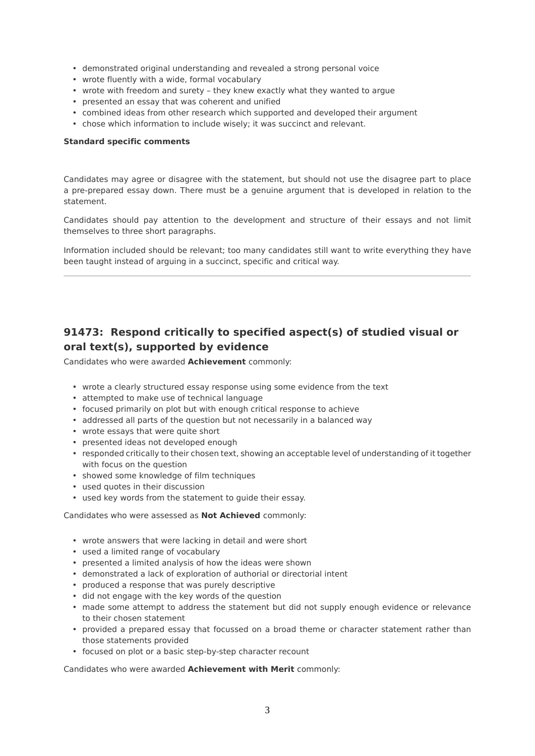- demonstrated original understanding and revealed a strong personal voice
- wrote fluently with a wide, formal vocabulary
- wrote with freedom and surety – they knew exactly what they wanted to argue
- presented an essay that was coherent and unified
- combined ideas from other research which supported and developed their argument
- chose which information to include wisely; it was succinct and relevant.

**Standard specific comments**

Candidates may agree or disagree with the statement, but should not use the disagree part to place a pre-prepared essay down. There must be a genuine argument that is developed in relation to the statement.

Candidates should pay attention to the development and structure of their essays and not limit themselves to three short paragraphs.

Information included should be relevant; too many candidates still want to write everything they have been taught instead of arguing in a succinct, specific and critical way.

---

## 91473: Respond critically to specified aspect(s) of studied visual or oral text(s), supported by evidence

Candidates who were awarded **Achievement** commonly:

- wrote a clearly structured essay response using some evidence from the text
- attempted to make use of technical language
- focused primarily on plot but with enough critical response to achieve
- addressed all parts of the question but not necessarily in a balanced way
- wrote essays that were quite short
- presented ideas not developed enough
- responded critically to their chosen text, showing an acceptable level of understanding of it together with focus on the question
- showed some knowledge of film techniques
- used quotes in their discussion
- used key words from the statement to guide their essay.

Candidates who were assessed as **Not Achieved** commonly:

- wrote answers that were lacking in detail and were short
- used a limited range of vocabulary
- presented a limited analysis of how the ideas were shown
- demonstrated a lack of exploration of authorial or directorial intent
- produced a response that was purely descriptive
- did not engage with the key words of the question
- made some attempt to address the statement but did not supply enough evidence or relevance to their chosen statement
- provided a prepared essay that focussed on a broad theme or character statement rather than those statements provided
- focused on plot or a basic step-by-step character recount

Candidates who were awarded **Achievement with Merit** commonly: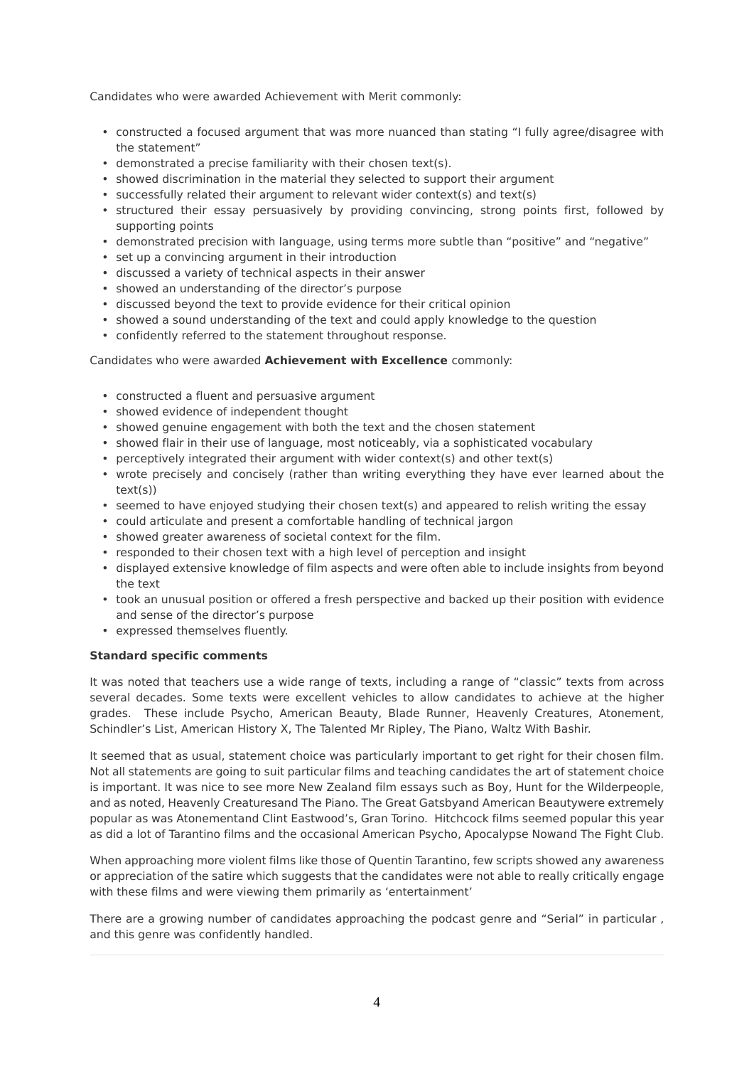Candidates who were awarded Achievement with Merit commonly:

- constructed a focused argument that was more nuanced than stating "I fully agree/disagree with the statement"
- demonstrated a precise familiarity with their chosen text(s).
- showed discrimination in the material they selected to support their argument
- successfully related their argument to relevant wider context(s) and text(s)
- structured their essay persuasively by providing convincing, strong points first, followed by supporting points
- demonstrated precision with language, using terms more subtle than "positive" and "negative"
- set up a convincing argument in their introduction
- discussed a variety of technical aspects in their answer
- showed an understanding of the director's purpose
- discussed beyond the text to provide evidence for their critical opinion
- showed a sound understanding of the text and could apply knowledge to the question
- confidently referred to the statement throughout response.

Candidates who were awarded **Achievement with Excellence** commonly:

- constructed a fluent and persuasive argument
- showed evidence of independent thought
- showed genuine engagement with both the text and the chosen statement
- showed flair in their use of language, most noticeably, via a sophisticated vocabulary
- perceptively integrated their argument with wider context(s) and other text(s)
- wrote precisely and concisely (rather than writing everything they have ever learned about the text(s))
- seemed to have enjoyed studying their chosen text(s) and appeared to relish writing the essay
- could articulate and present a comfortable handling of technical jargon
- showed greater awareness of societal context for the film.
- responded to their chosen text with a high level of perception and insight
- displayed extensive knowledge of film aspects and were often able to include insights from beyond the text
- took an unusual position or offered a fresh perspective and backed up their position with evidence and sense of the director's purpose
- expressed themselves fluently.

**Standard specific comments**

It was noted that teachers use a wide range of texts, including a range of "classic" texts from across several decades. Some texts were excellent vehicles to allow candidates to achieve at the higher grades. These include Psycho, American Beauty, Blade Runner, Heavenly Creatures, Atonement, Schindler's List, American History X, The Talented Mr Ripley, The Piano, Waltz With Bashir.

It seemed that as usual, statement choice was particularly important to get right for their chosen film. Not all statements are going to suit particular films and teaching candidates the art of statement choice is important. It was nice to see more New Zealand film essays such as Boy, Hunt for the Wilderpeople, and as noted, Heavenly Creaturesand The Piano. The Great Gatsbyand American Beautywere extremely popular as was Atonementand Clint Eastwood's, Gran Torino. Hitchcock films seemed popular this year as did a lot of Tarantino films and the occasional American Psycho, Apocalypse Nowand The Fight Club.

When approaching more violent films like those of Quentin Tarantino, few scripts showed any awareness or appreciation of the satire which suggests that the candidates were not able to really critically engage with these films and were viewing them primarily as 'entertainment'

There are a growing number of candidates approaching the podcast genre and "Serial" in particular , and this genre was confidently handled.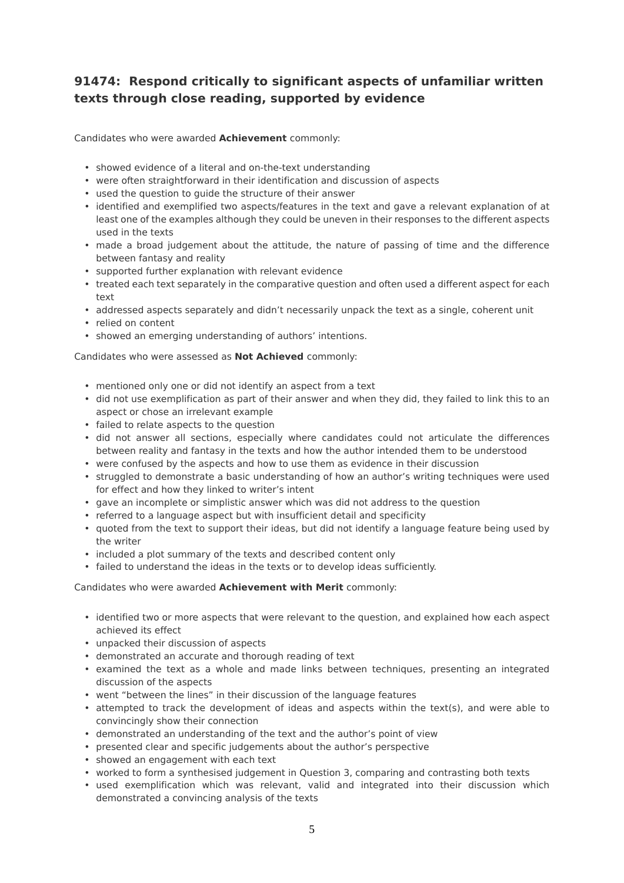## 91474: Respond critically to significant aspects of unfamiliar written texts through close reading, supported by evidence

Candidates who were awarded **Achievement** commonly:

- showed evidence of a literal and on-the-text understanding
- were often straightforward in their identification and discussion of aspects
- used the question to guide the structure of their answer
- identified and exemplified two aspects/features in the text and gave a relevant explanation of at least one of the examples although they could be uneven in their responses to the different aspects used in the texts
- made a broad judgement about the attitude, the nature of passing of time and the difference between fantasy and reality
- supported further explanation with relevant evidence
- treated each text separately in the comparative question and often used a different aspect for each text
- addressed aspects separately and didn't necessarily unpack the text as a single, coherent unit
- relied on content
- showed an emerging understanding of authors' intentions.

Candidates who were assessed as **Not Achieved** commonly:

- mentioned only one or did not identify an aspect from a text
- did not use exemplification as part of their answer and when they did, they failed to link this to an aspect or chose an irrelevant example
- failed to relate aspects to the question
- did not answer all sections, especially where candidates could not articulate the differences between reality and fantasy in the texts and how the author intended them to be understood
- were confused by the aspects and how to use them as evidence in their discussion
- struggled to demonstrate a basic understanding of how an author's writing techniques were used for effect and how they linked to writer's intent
- gave an incomplete or simplistic answer which was did not address to the question
- referred to a language aspect but with insufficient detail and specificity
- quoted from the text to support their ideas, but did not identify a language feature being used by the writer
- included a plot summary of the texts and described content only
- failed to understand the ideas in the texts or to develop ideas sufficiently.

Candidates who were awarded **Achievement with Merit** commonly:

- identified two or more aspects that were relevant to the question, and explained how each aspect achieved its effect
- unpacked their discussion of aspects
- demonstrated an accurate and thorough reading of text
- examined the text as a whole and made links between techniques, presenting an integrated discussion of the aspects
- went "between the lines" in their discussion of the language features
- attempted to track the development of ideas and aspects within the text(s), and were able to convincingly show their connection
- demonstrated an understanding of the text and the author's point of view
- presented clear and specific judgements about the author's perspective
- showed an engagement with each text
- worked to form a synthesised judgement in Question 3, comparing and contrasting both texts
- used exemplification which was relevant, valid and integrated into their discussion which demonstrated a convincing analysis of the texts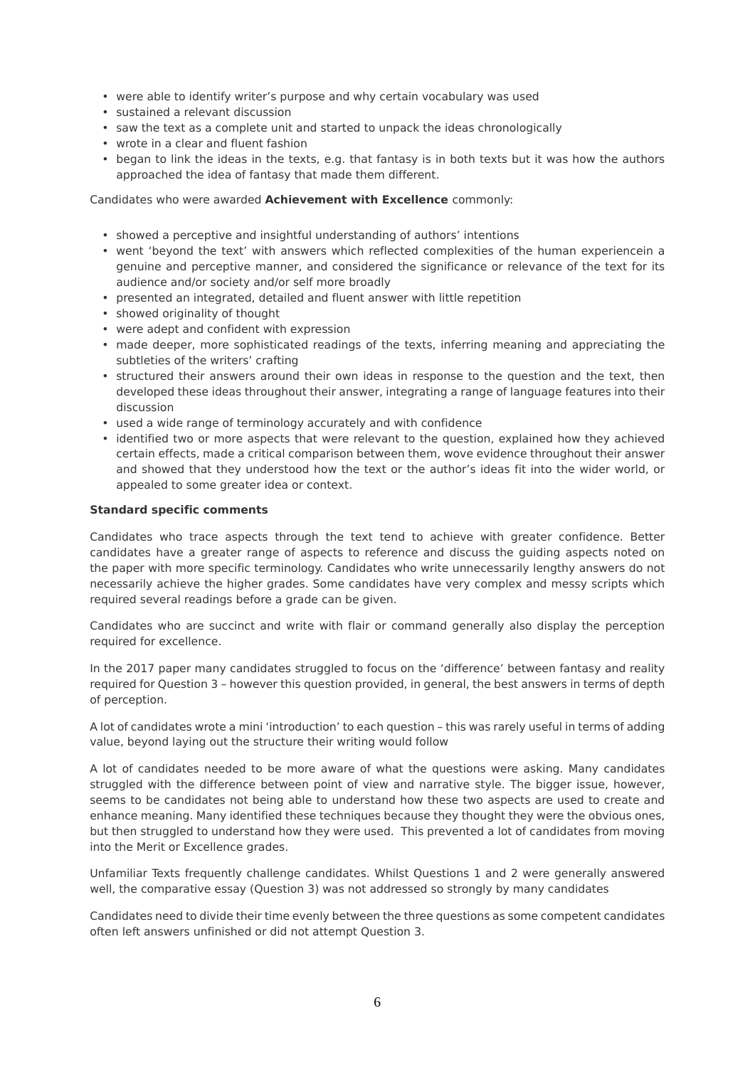- were able to identify writer's purpose and why certain vocabulary was used
- sustained a relevant discussion
- saw the text as a complete unit and started to unpack the ideas chronologically
- wrote in a clear and fluent fashion
- began to link the ideas in the texts, e.g. that fantasy is in both texts but it was how the authors approached the idea of fantasy that made them different.

Candidates who were awarded **Achievement with Excellence** commonly:

- showed a perceptive and insightful understanding of authors' intentions
- went 'beyond the text' with answers which reflected complexities of the human experiencein a genuine and perceptive manner, and considered the significance or relevance of the text for its audience and/or society and/or self more broadly
- presented an integrated, detailed and fluent answer with little repetition
- showed originality of thought
- were adept and confident with expression
- made deeper, more sophisticated readings of the texts, inferring meaning and appreciating the subtleties of the writers' crafting
- structured their answers around their own ideas in response to the question and the text, then developed these ideas throughout their answer, integrating a range of language features into their discussion
- used a wide range of terminology accurately and with confidence
- identified two or more aspects that were relevant to the question, explained how they achieved certain effects, made a critical comparison between them, wove evidence throughout their answer and showed that they understood how the text or the author's ideas fit into the wider world, or appealed to some greater idea or context.

**Standard specific comments**

Candidates who trace aspects through the text tend to achieve with greater confidence. Better candidates have a greater range of aspects to reference and discuss the guiding aspects noted on the paper with more specific terminology. Candidates who write unnecessarily lengthy answers do not necessarily achieve the higher grades. Some candidates have very complex and messy scripts which required several readings before a grade can be given.

Candidates who are succinct and write with flair or command generally also display the perception required for excellence.

In the 2017 paper many candidates struggled to focus on the 'difference' between fantasy and reality required for Question 3 – however this question provided, in general, the best answers in terms of depth of perception.

A lot of candidates wrote a mini 'introduction' to each question – this was rarely useful in terms of adding value, beyond laying out the structure their writing would follow

A lot of candidates needed to be more aware of what the questions were asking. Many candidates struggled with the difference between point of view and narrative style. The bigger issue, however, seems to be candidates not being able to understand how these two aspects are used to create and enhance meaning. Many identified these techniques because they thought they were the obvious ones, but then struggled to understand how they were used. This prevented a lot of candidates from moving into the Merit or Excellence grades.

Unfamiliar Texts frequently challenge candidates. Whilst Questions 1 and 2 were generally answered well, the comparative essay (Question 3) was not addressed so strongly by many candidates

Candidates need to divide their time evenly between the three questions as some competent candidates often left answers unfinished or did not attempt Question 3.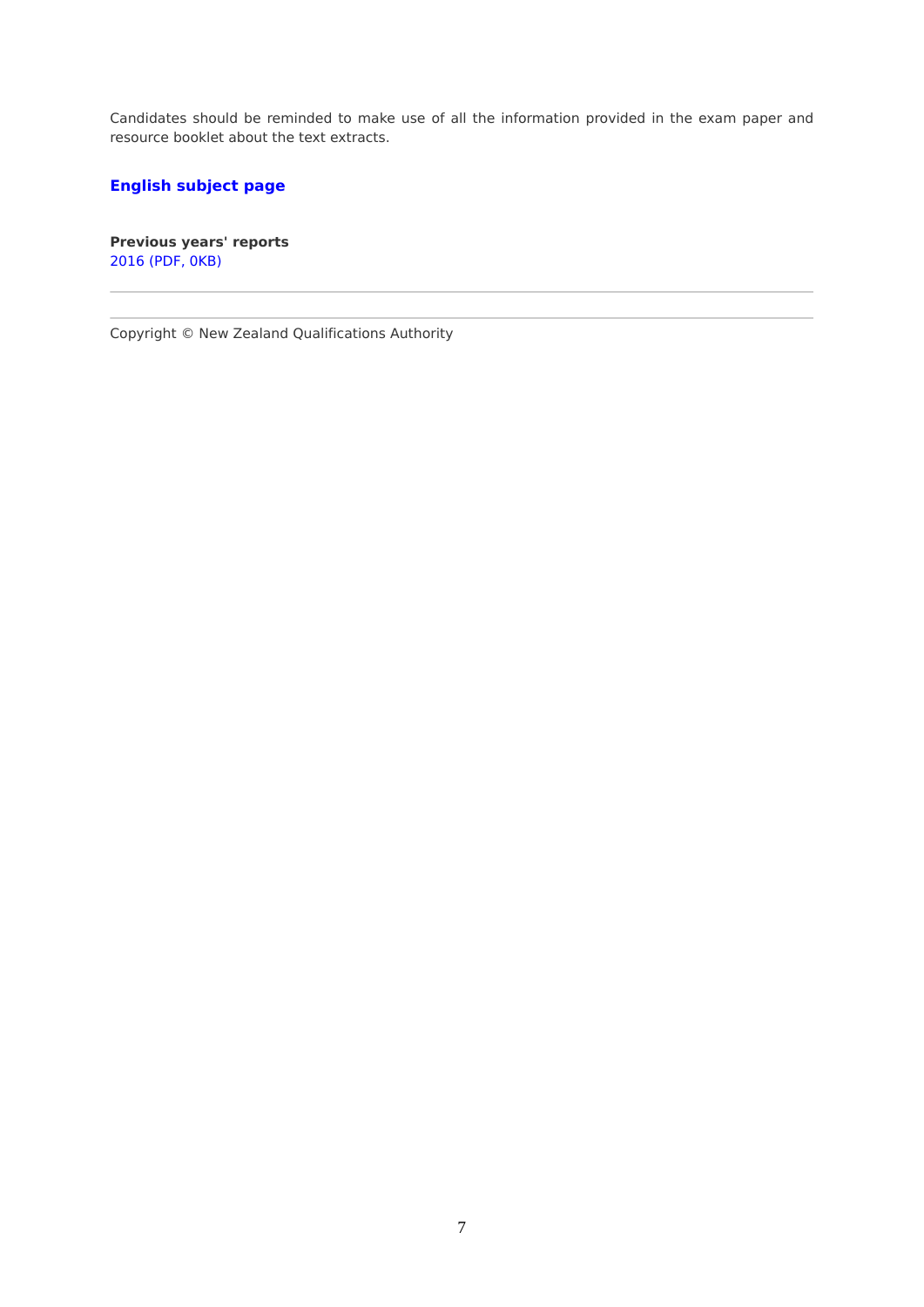Candidates should be reminded to make use of all the information provided in the exam paper and resource booklet about the text extracts.

**English subject page**

**Previous years' reports**
2016 (PDF, 0KB)

---

Copyright © New Zealand Qualifications Authority